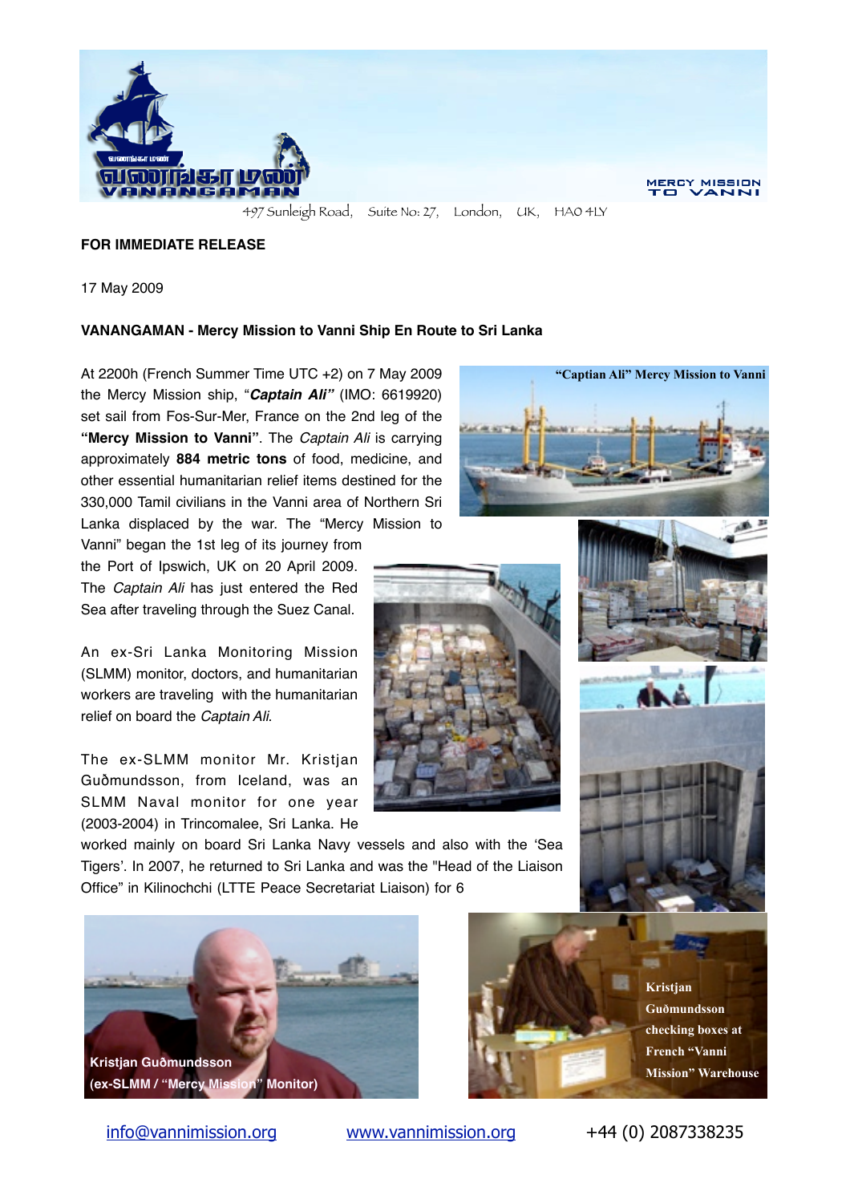497 Sunleigh Road, Suite No: 27, London, UK, HA0 4LY

MERCY MISSION TO VANNI

**FOR IMMEDIATE RELEASE**

17 May 2009

**VANANGAMAN - Mercy Mission to Vanni Ship En Route to Sri Lanka**

At 2200h (French Summer Time UTC +2) on 7 May 2009 the Mercy Mission ship, "***Captain Ali"*** (IMO: 6619920) set sail from Fos-Sur-Mer, France on the 2nd leg of the **"Mercy Mission to Vanni"**. The *Captain Ali* is carrying approximately **884 metric tons** of food, medicine, and other essential humanitarian relief items destined for the 330,000 Tamil civilians in the Vanni area of Northern Sri Lanka displaced by the war. The "Mercy Mission to Vanni" began the 1st leg of its journey from the Port of Ipswich, UK on 20 April 2009. The *Captain Ali* has just entered the Red Sea after traveling through the Suez Canal.

"Captian Ali" Mercy Mission to Vanni

An ex-Sri Lanka Monitoring Mission (SLMM) monitor, doctors, and humanitarian workers are traveling with the humanitarian relief on board the *Captain Ali*.

The ex-SLMM monitor Mr. Kristjan Guðmundsson, from Iceland, was an SLMM Naval monitor for one year (2003-2004) in Trincomalee, Sri Lanka. He worked mainly on board Sri Lanka Navy vessels and also with the 'Sea Tigers'. In 2007, he returned to Sri Lanka and was the "Head of the Liaison Office" in Kilinochchi (LTTE Peace Secretariat Liaison) for 6

**Kristjan Guðmundsson (ex-SLMM / "Mercy Mission" Monitor)**

**Kristjan Guðmundsson checking boxes at French "Vanni Mission" Warehouse**

info@vannimission.org www.vannimission.org +44 (0) 2087338235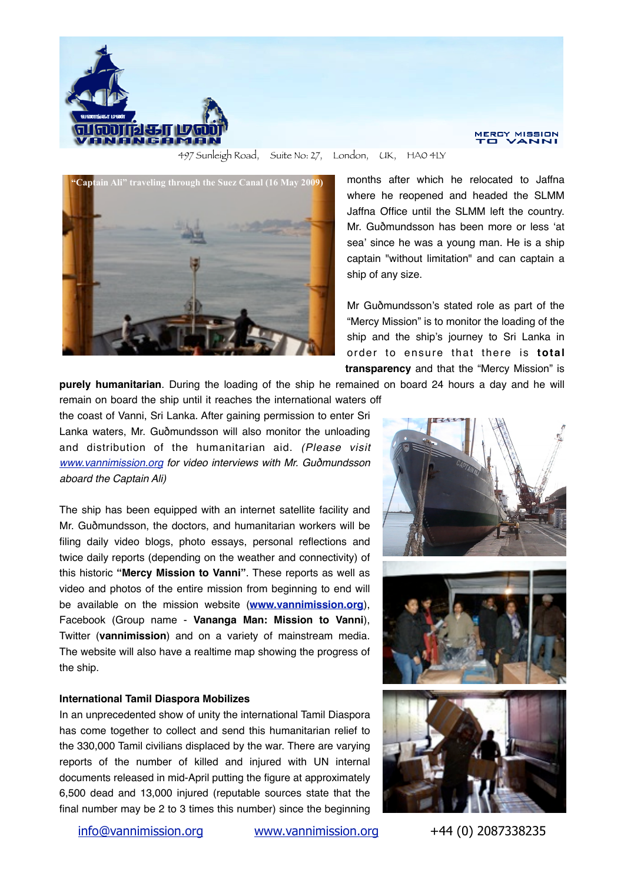497 Sunleigh Road, Suite No: 27, London, UK, HA0 4LY

"Captain Ali" traveling through the Suez Canal (16 May 2009)

months after which he relocated to Jaffna where he reopened and headed the SLMM Jaffna Office until the SLMM left the country. Mr. Guðmundsson has been more or less 'at sea' since he was a young man. He is a ship captain "without limitation" and can captain a ship of any size.

Mr Guðmundsson's stated role as part of the "Mercy Mission" is to monitor the loading of the ship and the ship's journey to Sri Lanka in order to ensure that there is **total transparency** and that the "Mercy Mission" is **purely humanitarian**. During the loading of the ship he remained on board 24 hours a day and he will remain on board the ship until it reaches the international waters off the coast of Vanni, Sri Lanka. After gaining permission to enter Sri Lanka waters, Mr. Guðmundsson will also monitor the unloading and distribution of the humanitarian aid. *(Please visit www.vannimission.org for video interviews with Mr. Guðmundsson aboard the Captain Ali)*

The ship has been equipped with an internet satellite facility and Mr. Guðmundsson, the doctors, and humanitarian workers will be filing daily video blogs, photo essays, personal reflections and twice daily reports (depending on the weather and connectivity) of this historic **"Mercy Mission to Vanni"**. These reports as well as video and photos of the entire mission from beginning to end will be available on the mission website (**www.vannimission.org**), Facebook (Group name - **Vananga Man: Mission to Vanni**), Twitter (**vannimission**) and on a variety of mainstream media. The website will also have a realtime map showing the progress of the ship.

**International Tamil Diaspora Mobilizes**

In an unprecedented show of unity the international Tamil Diaspora has come together to collect and send this humanitarian relief to the 330,000 Tamil civilians displaced by the war. There are varying reports of the number of killed and injured with UN internal documents released in mid-April putting the figure at approximately 6,500 dead and 13,000 injured (reputable sources state that the final number may be 2 to 3 times this number) since the beginning

info@vannimission.org www.vannimission.org +44 (0) 2087338235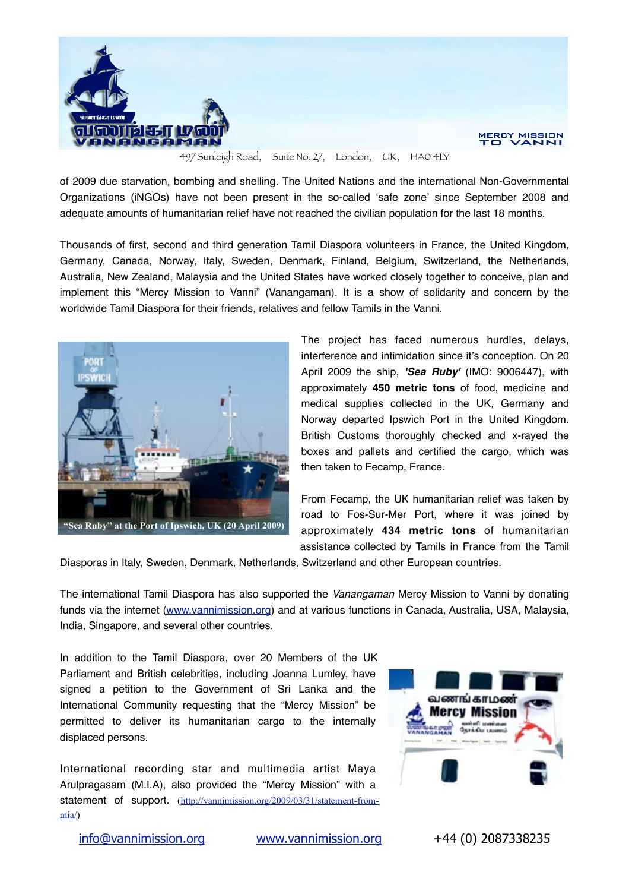of 2009 due starvation, bombing and shelling. The United Nations and the international Non-Governmental Organizations (iNGOs) have not been present in the so-called 'safe zone' since September 2008 and adequate amounts of humanitarian relief have not reached the civilian population for the last 18 months.

Thousands of first, second and third generation Tamil Diaspora volunteers in France, the United Kingdom, Germany, Canada, Norway, Italy, Sweden, Denmark, Finland, Belgium, Switzerland, the Netherlands, Australia, New Zealand, Malaysia and the United States have worked closely together to conceive, plan and implement this "Mercy Mission to Vanni" (Vanangaman). It is a show of solidarity and concern by the worldwide Tamil Diaspora for their friends, relatives and fellow Tamils in the Vanni.

"Sea Ruby" at the Port of Ipswich, UK (20 April 2009)

The project has faced numerous hurdles, delays, interference and intimidation since it's conception. On 20 April 2009 the ship, ***'Sea Ruby'*** (IMO: 9006447), with approximately **450 metric tons** of food, medicine and medical supplies collected in the UK, Germany and Norway departed Ipswich Port in the United Kingdom. British Customs thoroughly checked and x-rayed the boxes and pallets and certified the cargo, which was then taken to Fecamp, France.

From Fecamp, the UK humanitarian relief was taken by road to Fos-Sur-Mer Port, where it was joined by approximately **434 metric tons** of humanitarian assistance collected by Tamils in France from the Tamil Diasporas in Italy, Sweden, Denmark, Netherlands, Switzerland and other European countries.

The international Tamil Diaspora has also supported the *Vanangaman* Mercy Mission to Vanni by donating funds via the internet (www.vannimission.org) and at various functions in Canada, Australia, USA, Malaysia, India, Singapore, and several other countries.

In addition to the Tamil Diaspora, over 20 Members of the UK Parliament and British celebrities, including Joanna Lumley, have signed a petition to the Government of Sri Lanka and the International Community requesting that the "Mercy Mission" be permitted to deliver its humanitarian cargo to the internally displaced persons.

International recording star and multimedia artist Maya Arulpragasam (M.I.A), also provided the "Mercy Mission" with a statement of support. (http://vannimission.org/2009/03/31/statement-from-mia/)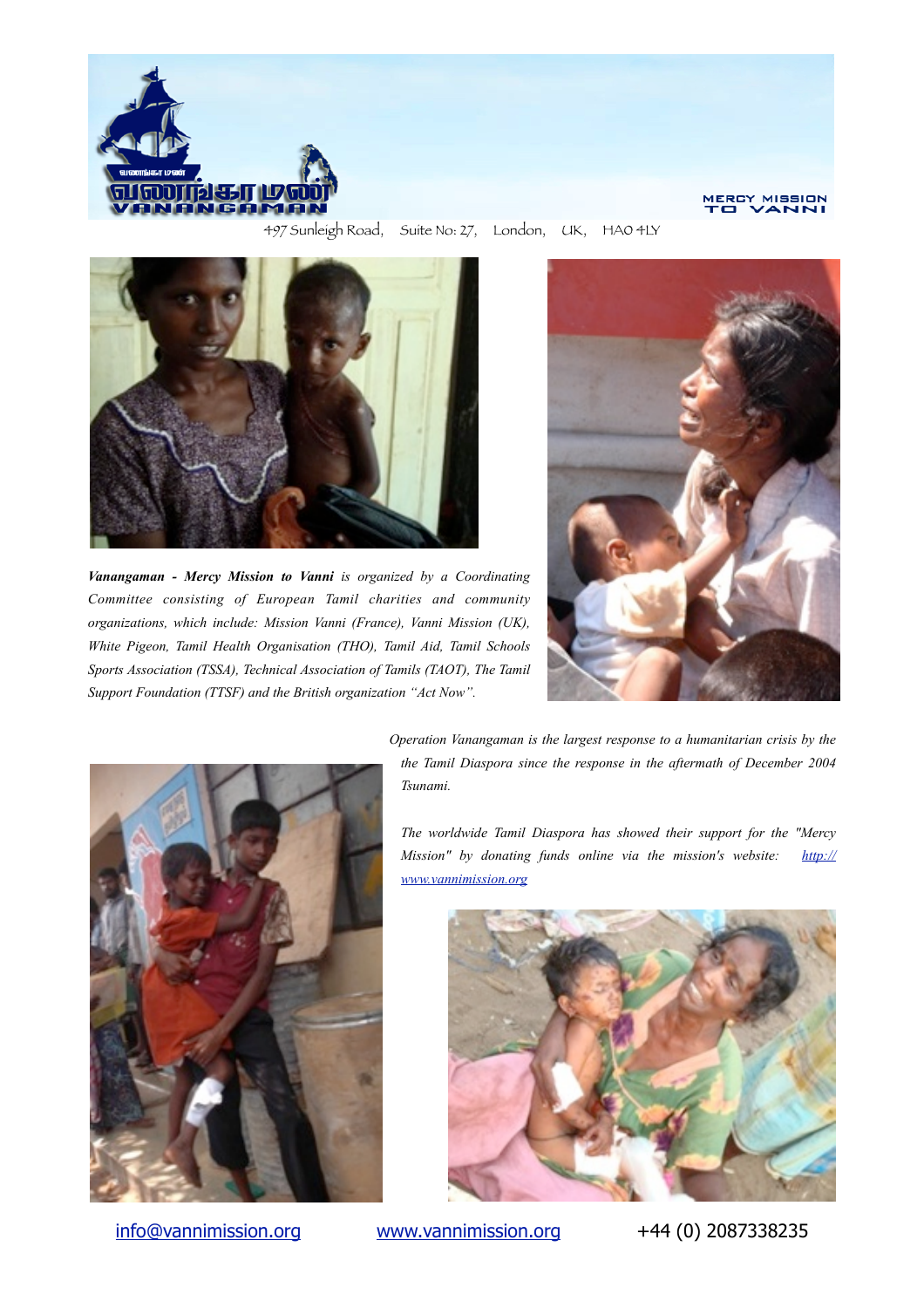MERCY MISSION TO VANNI

497 Sunleigh Road, Suite No: 27, London, UK, HA0 4LY

***Vanangaman - Mercy Mission to Vanni** is organized by a Coordinating Committee consisting of European Tamil charities and community organizations, which include: Mission Vanni (France), Vanni Mission (UK), White Pigeon, Tamil Health Organisation (THO), Tamil Aid, Tamil Schools Sports Association (TSSA), Technical Association of Tamils (TAOT), The Tamil Support Foundation (TTSF) and the British organization "Act Now".*

*Operation Vanangaman is the largest response to a humanitarian crisis by the the Tamil Diaspora since the response in the aftermath of December 2004 Tsunami.*

*The worldwide Tamil Diaspora has showed their support for the "Mercy Mission" by donating funds online via the mission's website: http://www.vannimission.org*

info@vannimission.org www.vannimission.org +44 (0) 2087338235